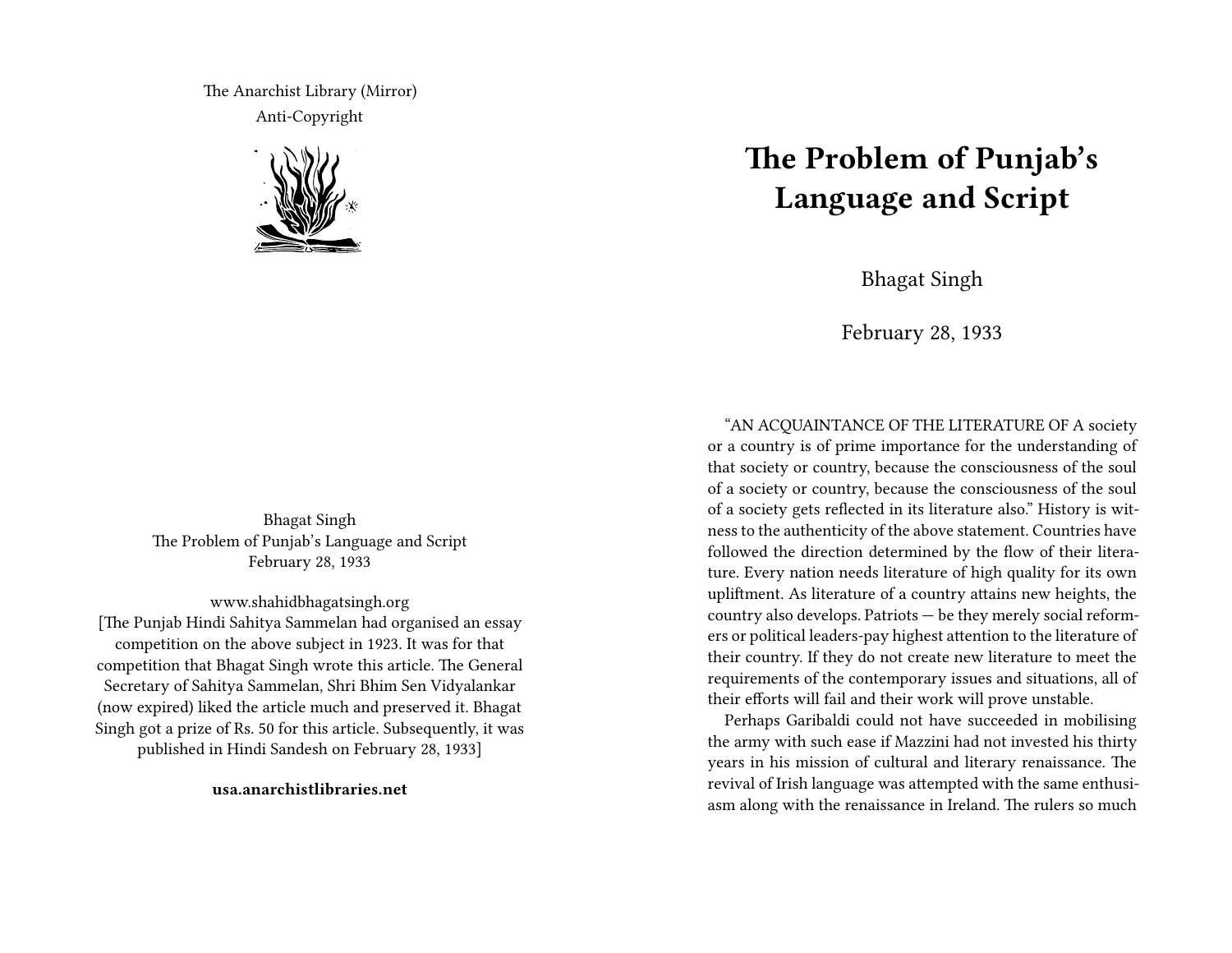The Anarchist Library (Mirror)
Anti-Copyright

Bhagat Singh
The Problem of Punjab's Language and Script
February 28, 1933

www.shahidbhagatsingh.org
[The Punjab Hindi Sahitya Sammelan had organised an essay competition on the above subject in 1923. It was for that competition that Bhagat Singh wrote this article. The General Secretary of Sahitya Sammelan, Shri Bhim Sen Vidyalankar (now expired) liked the article much and preserved it. Bhagat Singh got a prize of Rs. 50 for this article. Subsequently, it was published in Hindi Sandesh on February 28, 1933]

**usa.anarchistlibraries.net**

# The Problem of Punjab's Language and Script

Bhagat Singh

February 28, 1933

"AN ACQUAINTANCE OF THE LITERATURE OF A society or a country is of prime importance for the understanding of that society or country, because the consciousness of the soul of a society or country, because the consciousness of the soul of a society gets reflected in its literature also." History is witness to the authenticity of the above statement. Countries have followed the direction determined by the flow of their literature. Every nation needs literature of high quality for its own upliftment. As literature of a country attains new heights, the country also develops. Patriots — be they merely social reformers or political leaders-pay highest attention to the literature of their country. If they do not create new literature to meet the requirements of the contemporary issues and situations, all of their efforts will fail and their work will prove unstable.

Perhaps Garibaldi could not have succeeded in mobilising the army with such ease if Mazzini had not invested his thirty years in his mission of cultural and literary renaissance. The revival of Irish language was attempted with the same enthusiasm along with the renaissance in Ireland. The rulers so much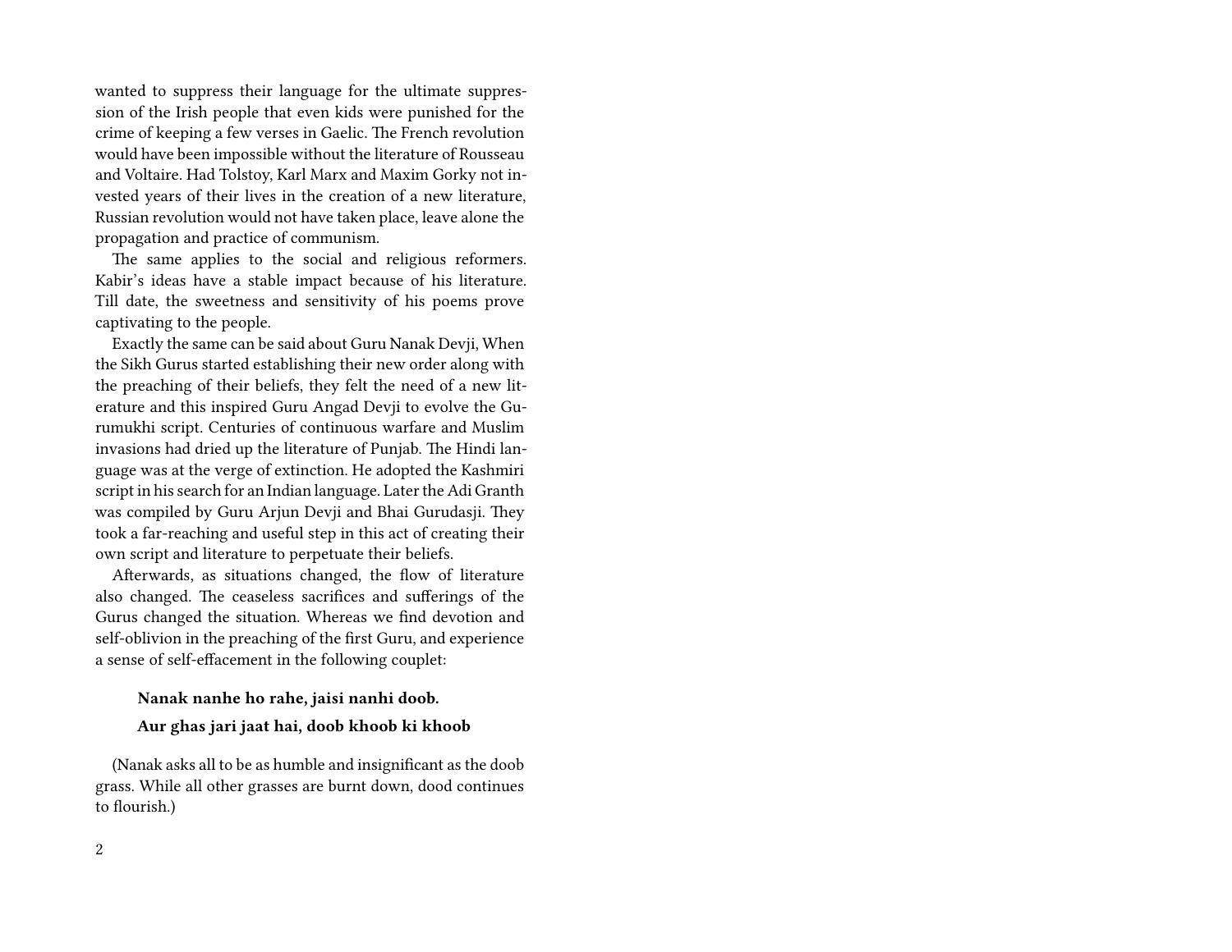wanted to suppress their language for the ultimate suppression of the Irish people that even kids were punished for the crime of keeping a few verses in Gaelic. The French revolution would have been impossible without the literature of Rousseau and Voltaire. Had Tolstoy, Karl Marx and Maxim Gorky not invested years of their lives in the creation of a new literature, Russian revolution would not have taken place, leave alone the propagation and practice of communism.

The same applies to the social and religious reformers. Kabir's ideas have a stable impact because of his literature. Till date, the sweetness and sensitivity of his poems prove captivating to the people.

Exactly the same can be said about Guru Nanak Devji, When the Sikh Gurus started establishing their new order along with the preaching of their beliefs, they felt the need of a new literature and this inspired Guru Angad Devji to evolve the Gurumukhi script. Centuries of continuous warfare and Muslim invasions had dried up the literature of Punjab. The Hindi language was at the verge of extinction. He adopted the Kashmiri script in his search for an Indian language. Later the Adi Granth was compiled by Guru Arjun Devji and Bhai Gurudasji. They took a far-reaching and useful step in this act of creating their own script and literature to perpetuate their beliefs.

Afterwards, as situations changed, the flow of literature also changed. The ceaseless sacrifices and sufferings of the Gurus changed the situation. Whereas we find devotion and self-oblivion in the preaching of the first Guru, and experience a sense of self-effacement in the following couplet:

> **Nanak nanhe ho rahe, jaisi nanhi doob.**
>
> **Aur ghas jari jaat hai, doob khoob ki khoob**

(Nanak asks all to be as humble and insignificant as the doob grass. While all other grasses are burnt down, dood continues to flourish.)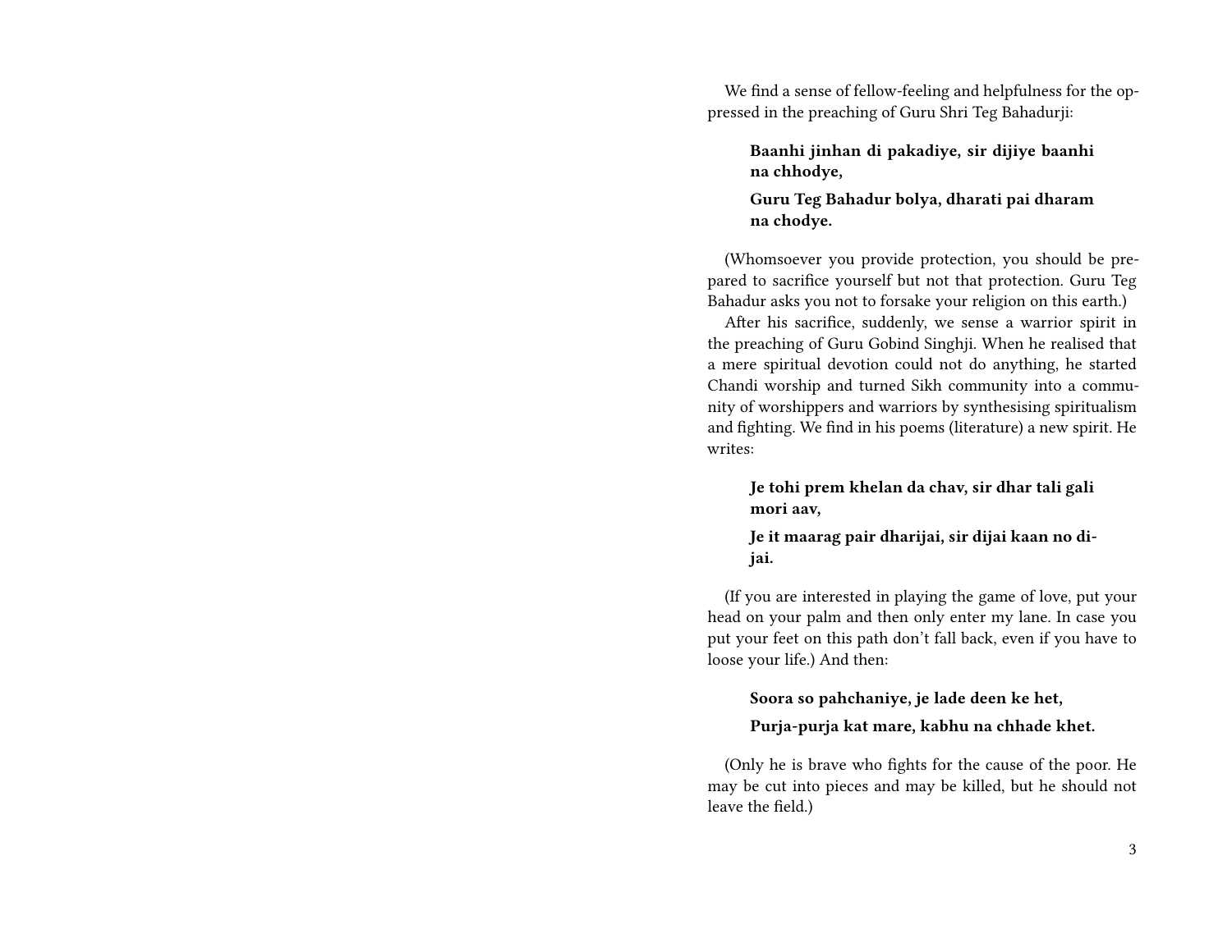We find a sense of fellow-feeling and helpfulness for the oppressed in the preaching of Guru Shri Teg Bahadurji:

> **Baanhi jinhan di pakadiye, sir dijiye baanhi na chhodye,**
>
> **Guru Teg Bahadur bolya, dharati pai dharam na chodye.**

(Whomsoever you provide protection, you should be prepared to sacrifice yourself but not that protection. Guru Teg Bahadur asks you not to forsake your religion on this earth.)

After his sacrifice, suddenly, we sense a warrior spirit in the preaching of Guru Gobind Singhji. When he realised that a mere spiritual devotion could not do anything, he started Chandi worship and turned Sikh community into a community of worshippers and warriors by synthesising spiritualism and fighting. We find in his poems (literature) a new spirit. He writes:

> **Je tohi prem khelan da chav, sir dhar tali gali mori aav,**
>
> **Je it maarag pair dharijai, sir dijai kaan no dijai.**

(If you are interested in playing the game of love, put your head on your palm and then only enter my lane. In case you put your feet on this path don't fall back, even if you have to loose your life.) And then:

> **Soora so pahchaniye, je lade deen ke het,**
>
> **Purja-purja kat mare, kabhu na chhade khet.**

(Only he is brave who fights for the cause of the poor. He may be cut into pieces and may be killed, but he should not leave the field.)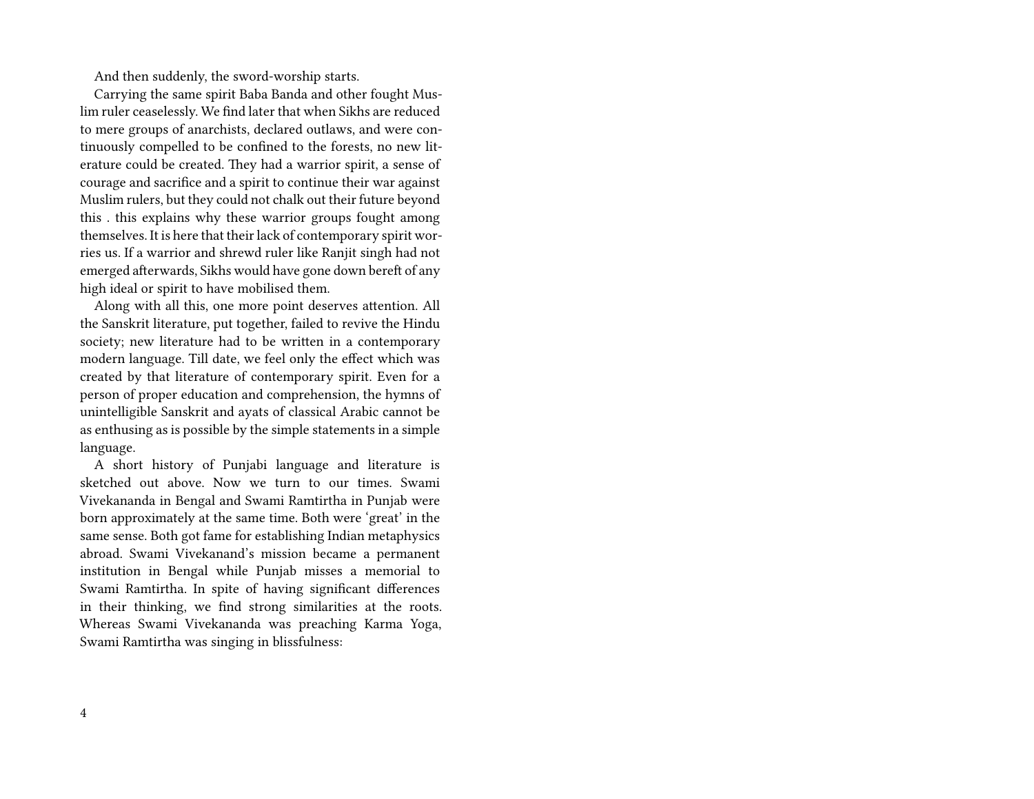And then suddenly, the sword-worship starts.

Carrying the same spirit Baba Banda and other fought Muslim ruler ceaselessly. We find later that when Sikhs are reduced to mere groups of anarchists, declared outlaws, and were continuously compelled to be confined to the forests, no new literature could be created. They had a warrior spirit, a sense of courage and sacrifice and a spirit to continue their war against Muslim rulers, but they could not chalk out their future beyond this . this explains why these warrior groups fought among themselves. It is here that their lack of contemporary spirit worries us. If a warrior and shrewd ruler like Ranjit singh had not emerged afterwards, Sikhs would have gone down bereft of any high ideal or spirit to have mobilised them.

Along with all this, one more point deserves attention. All the Sanskrit literature, put together, failed to revive the Hindu society; new literature had to be written in a contemporary modern language. Till date, we feel only the effect which was created by that literature of contemporary spirit. Even for a person of proper education and comprehension, the hymns of unintelligible Sanskrit and ayats of classical Arabic cannot be as enthusing as is possible by the simple statements in a simple language.

A short history of Punjabi language and literature is sketched out above. Now we turn to our times. Swami Vivekananda in Bengal and Swami Ramtirtha in Punjab were born approximately at the same time. Both were 'great' in the same sense. Both got fame for establishing Indian metaphysics abroad. Swami Vivekanand's mission became a permanent institution in Bengal while Punjab misses a memorial to Swami Ramtirtha. In spite of having significant differences in their thinking, we find strong similarities at the roots. Whereas Swami Vivekananda was preaching Karma Yoga, Swami Ramtirtha was singing in blissfulness: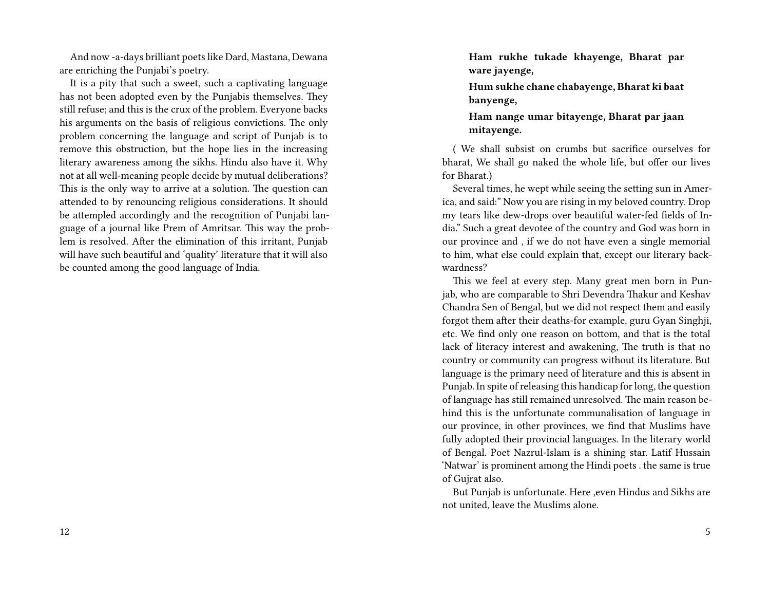And now -a-days brilliant poets like Dard, Mastana, Dewana are enriching the Punjabi's poetry.

It is a pity that such a sweet, such a captivating language has not been adopted even by the Punjabis themselves. They still refuse; and this is the crux of the problem. Everyone backs his arguments on the basis of religious convictions. The only problem concerning the language and script of Punjab is to remove this obstruction, but the hope lies in the increasing literary awareness among the sikhs. Hindu also have it. Why not at all well-meaning people decide by mutual deliberations? This is the only way to arrive at a solution. The question can attended to by renouncing religious considerations. It should be attempled accordingly and the recognition of Punjabi language of a journal like Prem of Amritsar. This way the problem is resolved. After the elimination of this irritant, Punjab will have such beautiful and 'quality' literature that it will also be counted among the good language of India.

**Ham rukhe tukade khayenge, Bharat par ware jayenge,**

**Hum sukhe chane chabayenge, Bharat ki baat banyenge,**

**Ham nange umar bitayenge, Bharat par jaan mitayenge.**

( We shall subsist on crumbs but sacrifice ourselves for bharat, We shall go naked the whole life, but offer our lives for Bharat.)

Several times, he wept while seeing the setting sun in America, and said:" Now you are rising in my beloved country. Drop my tears like dew-drops over beautiful water-fed fields of India." Such a great devotee of the country and God was born in our province and , if we do not have even a single memorial to him, what else could explain that, except our literary backwardness?

This we feel at every step. Many great men born in Punjab, who are comparable to Shri Devendra Thakur and Keshav Chandra Sen of Bengal, but we did not respect them and easily forgot them after their deaths-for example, guru Gyan Singhji, etc. We find only one reason on bottom, and that is the total lack of literacy interest and awakening, The truth is that no country or community can progress without its literature. But language is the primary need of literature and this is absent in Punjab. In spite of releasing this handicap for long, the question of language has still remained unresolved. The main reason behind this is the unfortunate communalisation of language in our province, in other provinces, we find that Muslims have fully adopted their provincial languages. In the literary world of Bengal. Poet Nazrul-Islam is a shining star. Latif Hussain 'Natwar' is prominent among the Hindi poets . the same is true of Gujrat also.

But Punjab is unfortunate. Here ,even Hindus and Sikhs are not united, leave the Muslims alone.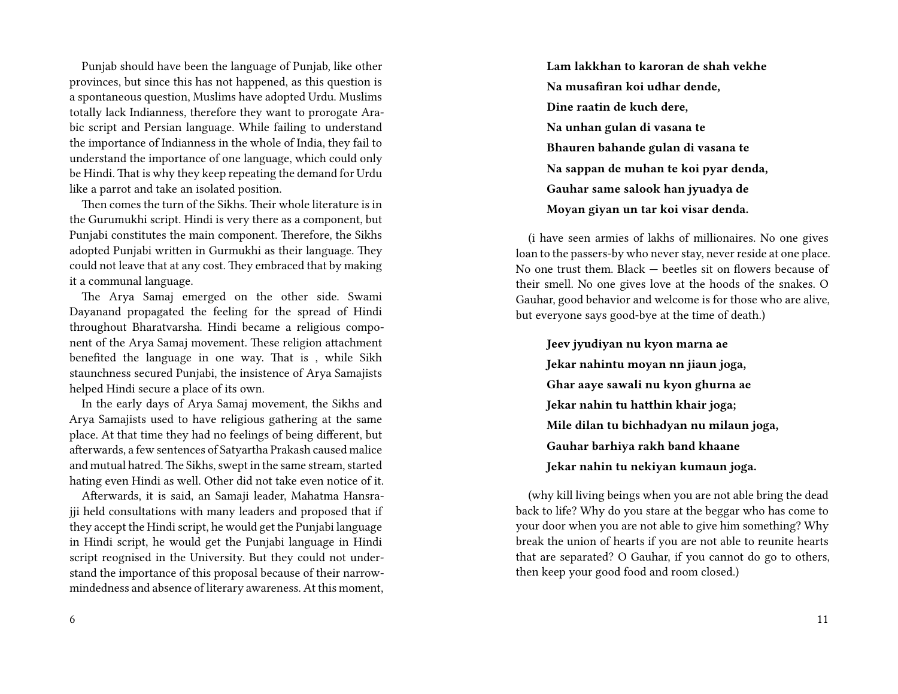Punjab should have been the language of Punjab, like other provinces, but since this has not happened, as this question is a spontaneous question, Muslims have adopted Urdu. Muslims totally lack Indianness, therefore they want to prorogate Arabic script and Persian language. While failing to understand the importance of Indianness in the whole of India, they fail to understand the importance of one language, which could only be Hindi. That is why they keep repeating the demand for Urdu like a parrot and take an isolated position.

Then comes the turn of the Sikhs. Their whole literature is in the Gurumukhi script. Hindi is very there as a component, but Punjabi constitutes the main component. Therefore, the Sikhs adopted Punjabi written in Gurmukhi as their language. They could not leave that at any cost. They embraced that by making it a communal language.

The Arya Samaj emerged on the other side. Swami Dayanand propagated the feeling for the spread of Hindi throughout Bharatvarsha. Hindi became a religious component of the Arya Samaj movement. These religion attachment benefited the language in one way. That is , while Sikh staunchness secured Punjabi, the insistence of Arya Samajists helped Hindi secure a place of its own.

In the early days of Arya Samaj movement, the Sikhs and Arya Samajists used to have religious gathering at the same place. At that time they had no feelings of being different, but afterwards, a few sentences of Satyartha Prakash caused malice and mutual hatred. The Sikhs, swept in the same stream, started hating even Hindi as well. Other did not take even notice of it.

Afterwards, it is said, an Samaji leader, Mahatma Hansrajji held consultations with many leaders and proposed that if they accept the Hindi script, he would get the Punjabi language in Hindi script, he would get the Punjabi language in Hindi script reognised in the University. But they could not understand the importance of this proposal because of their narrow-mindedness and absence of literary awareness. At this moment,

**Lam lakkhan to karoran de shah vekhe**
**Na musafiran koi udhar dende,**
**Dine raatin de kuch dere,**
**Na unhan gulan di vasana te**
**Bhauren bahande gulan di vasana te**
**Na sappan de muhan te koi pyar denda,**
**Gauhar same salook han jyuadya de**
**Moyan giyan un tar koi visar denda.**

(i have seen armies of lakhs of millionaires. No one gives loan to the passers-by who never stay, never reside at one place. No one trust them. Black — beetles sit on flowers because of their smell. No one gives love at the hoods of the snakes. O Gauhar, good behavior and welcome is for those who are alive, but everyone says good-bye at the time of death.)

**Jeev jyudiyan nu kyon marna ae**
**Jekar nahintu moyan nn jiaun joga,**
**Ghar aaye sawali nu kyon ghurna ae**
**Jekar nahin tu hatthin khair joga;**
**Mile dilan tu bichhadyan nu milaun joga,**
**Gauhar barhiya rakh band khaane**
**Jekar nahin tu nekiyan kumaun joga.**

(why kill living beings when you are not able bring the dead back to life? Why do you stare at the beggar who has come to your door when you are not able to give him something? Why break the union of hearts if you are not able to reunite hearts that are separated? O Gauhar, if you cannot do go to others, then keep your good food and room closed.)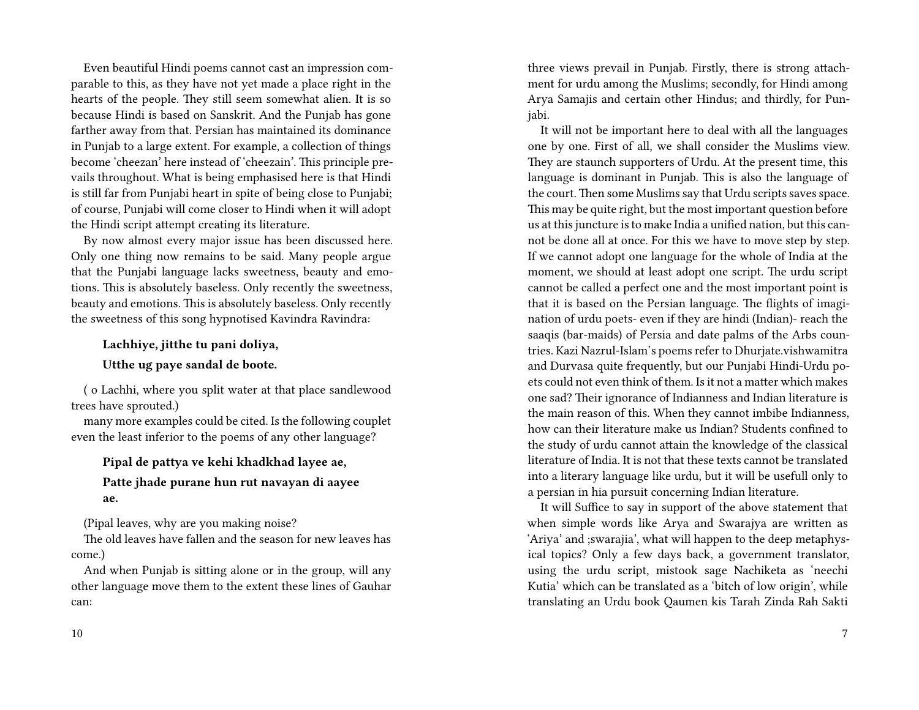Even beautiful Hindi poems cannot cast an impression comparable to this, as they have not yet made a place right in the hearts of the people. They still seem somewhat alien. It is so because Hindi is based on Sanskrit. And the Punjab has gone farther away from that. Persian has maintained its dominance in Punjab to a large extent. For example, a collection of things become 'cheezan' here instead of 'cheezain'. This principle prevails throughout. What is being emphasised here is that Hindi is still far from Punjabi heart in spite of being close to Punjabi; of course, Punjabi will come closer to Hindi when it will adopt the Hindi script attempt creating its literature.

By now almost every major issue has been discussed here. Only one thing now remains to be said. Many people argue that the Punjabi language lacks sweetness, beauty and emotions. This is absolutely baseless. Only recently the sweetness, beauty and emotions. This is absolutely baseless. Only recently the sweetness of this song hypnotised Kavindra Ravindra:

> **Lachhiye, jitthe tu pani doliya,**
>
> **Utthe ug paye sandal de boote.**

( o Lachhi, where you split water at that place sandlewood trees have sprouted.)

many more examples could be cited. Is the following couplet even the least inferior to the poems of any other language?

> **Pipal de pattya ve kehi khadkhad layee ae,**
>
> **Patte jhade purane hun rut navayan di aayee ae.**

(Pipal leaves, why are you making noise?

The old leaves have fallen and the season for new leaves has come.)

And when Punjab is sitting alone or in the group, will any other language move them to the extent these lines of Gauhar can:

three views prevail in Punjab. Firstly, there is strong attachment for urdu among the Muslims; secondly, for Hindi among Arya Samajis and certain other Hindus; and thirdly, for Punjabi.

It will not be important here to deal with all the languages one by one. First of all, we shall consider the Muslims view. They are staunch supporters of Urdu. At the present time, this language is dominant in Punjab. This is also the language of the court. Then some Muslims say that Urdu scripts saves space. This may be quite right, but the most important question before us at this juncture is to make India a unified nation, but this cannot be done all at once. For this we have to move step by step. If we cannot adopt one language for the whole of India at the moment, we should at least adopt one script. The urdu script cannot be called a perfect one and the most important point is that it is based on the Persian language. The flights of imagination of urdu poets- even if they are hindi (Indian)- reach the saaqis (bar-maids) of Persia and date palms of the Arbs countries. Kazi Nazrul-Islam's poems refer to Dhurjate.vishwamitra and Durvasa quite frequently, but our Punjabi Hindi-Urdu poets could not even think of them. Is it not a matter which makes one sad? Their ignorance of Indianness and Indian literature is the main reason of this. When they cannot imbibe Indianness, how can their literature make us Indian? Students confined to the study of urdu cannot attain the knowledge of the classical literature of India. It is not that these texts cannot be translated into a literary language like urdu, but it will be usefull only to a persian in hia pursuit concerning Indian literature.

It will Suffice to say in support of the above statement that when simple words like Arya and Swarajya are written as 'Ariya' and ;swarajia', what will happen to the deep metaphysical topics? Only a few days back, a government translator, using the urdu script, mistook sage Nachiketa as 'neechi Kutia' which can be translated as a 'bitch of low origin', while translating an Urdu book Qaumen kis Tarah Zinda Rah Sakti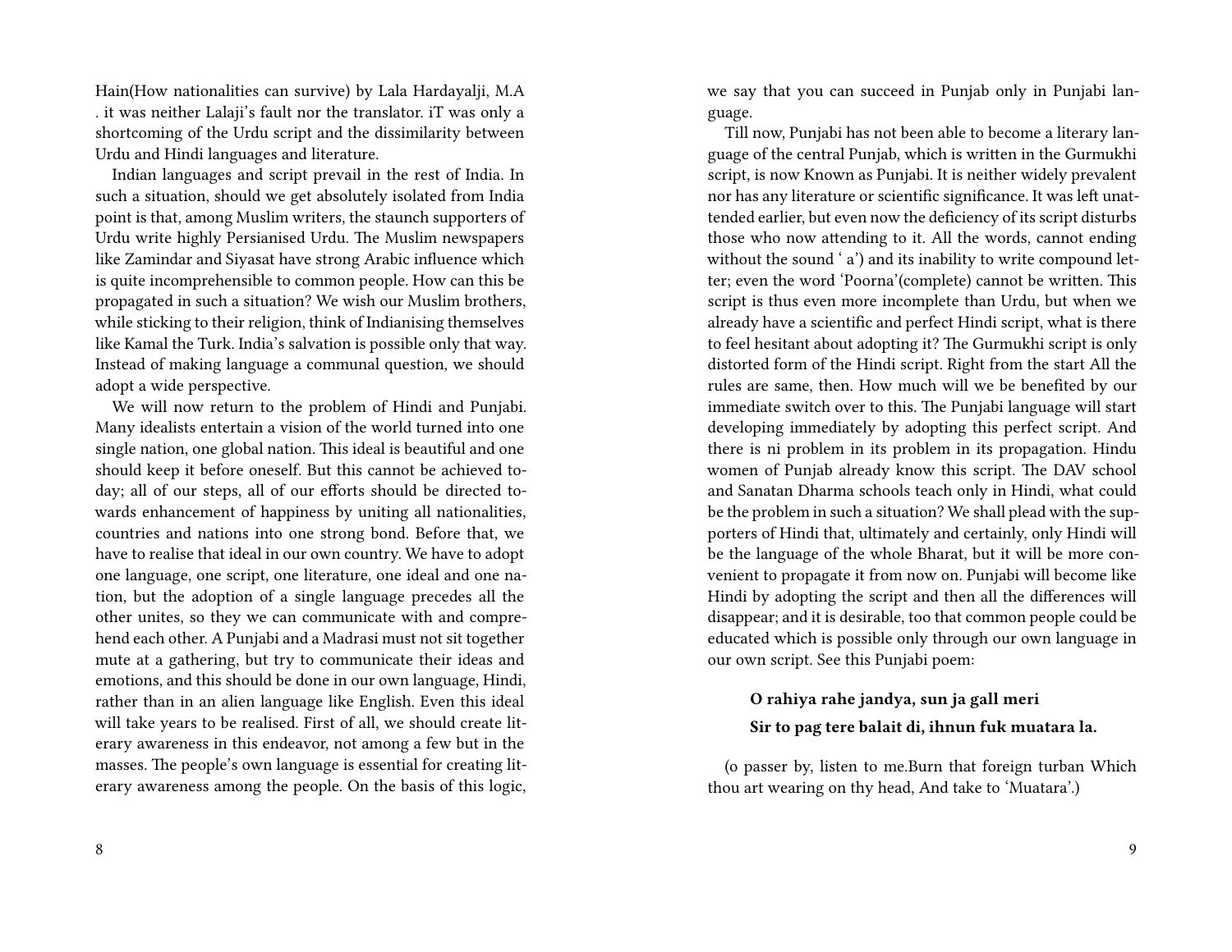Hain(How nationalities can survive) by Lala Hardayalji, M.A . it was neither Lalaji's fault nor the translator. iT was only a shortcoming of the Urdu script and the dissimilarity between Urdu and Hindi languages and literature.

Indian languages and script prevail in the rest of India. In such a situation, should we get absolutely isolated from India point is that, among Muslim writers, the staunch supporters of Urdu write highly Persianised Urdu. The Muslim newspapers like Zamindar and Siyasat have strong Arabic influence which is quite incomprehensible to common people. How can this be propagated in such a situation? We wish our Muslim brothers, while sticking to their religion, think of Indianising themselves like Kamal the Turk. India's salvation is possible only that way. Instead of making language a communal question, we should adopt a wide perspective.

We will now return to the problem of Hindi and Punjabi. Many idealists entertain a vision of the world turned into one single nation, one global nation. This ideal is beautiful and one should keep it before oneself. But this cannot be achieved today; all of our steps, all of our efforts should be directed towards enhancement of happiness by uniting all nationalities, countries and nations into one strong bond. Before that, we have to realise that ideal in our own country. We have to adopt one language, one script, one literature, one ideal and one nation, but the adoption of a single language precedes all the other unites, so they we can communicate with and comprehend each other. A Punjabi and a Madrasi must not sit together mute at a gathering, but try to communicate their ideas and emotions, and this should be done in our own language, Hindi, rather than in an alien language like English. Even this ideal will take years to be realised. First of all, we should create literary awareness in this endeavor, not among a few but in the masses. The people's own language is essential for creating literary awareness among the people. On the basis of this logic, we say that you can succeed in Punjab only in Punjabi language.

Till now, Punjabi has not been able to become a literary language of the central Punjab, which is written in the Gurmukhi script, is now Known as Punjabi. It is neither widely prevalent nor has any literature or scientific significance. It was left unattended earlier, but even now the deficiency of its script disturbs those who now attending to it. All the words, cannot ending without the sound ' a') and its inability to write compound letter; even the word 'Poorna'(complete) cannot be written. This script is thus even more incomplete than Urdu, but when we already have a scientific and perfect Hindi script, what is there to feel hesitant about adopting it? The Gurmukhi script is only distorted form of the Hindi script. Right from the start All the rules are same, then. How much will we be benefited by our immediate switch over to this. The Punjabi language will start developing immediately by adopting this perfect script. And there is ni problem in its problem in its propagation. Hindu women of Punjab already know this script. The DAV school and Sanatan Dharma schools teach only in Hindi, what could be the problem in such a situation? We shall plead with the supporters of Hindi that, ultimately and certainly, only Hindi will be the language of the whole Bharat, but it will be more convenient to propagate it from now on. Punjabi will become like Hindi by adopting the script and then all the differences will disappear; and it is desirable, too that common people could be educated which is possible only through our own language in our own script. See this Punjabi poem:

> **O rahiya rahe jandya, sun ja gall meri**
>
> **Sir to pag tere balait di, ihnun fuk muatara la.**

(o passer by, listen to me.Burn that foreign turban Which thou art wearing on thy head, And take to 'Muatara'.)